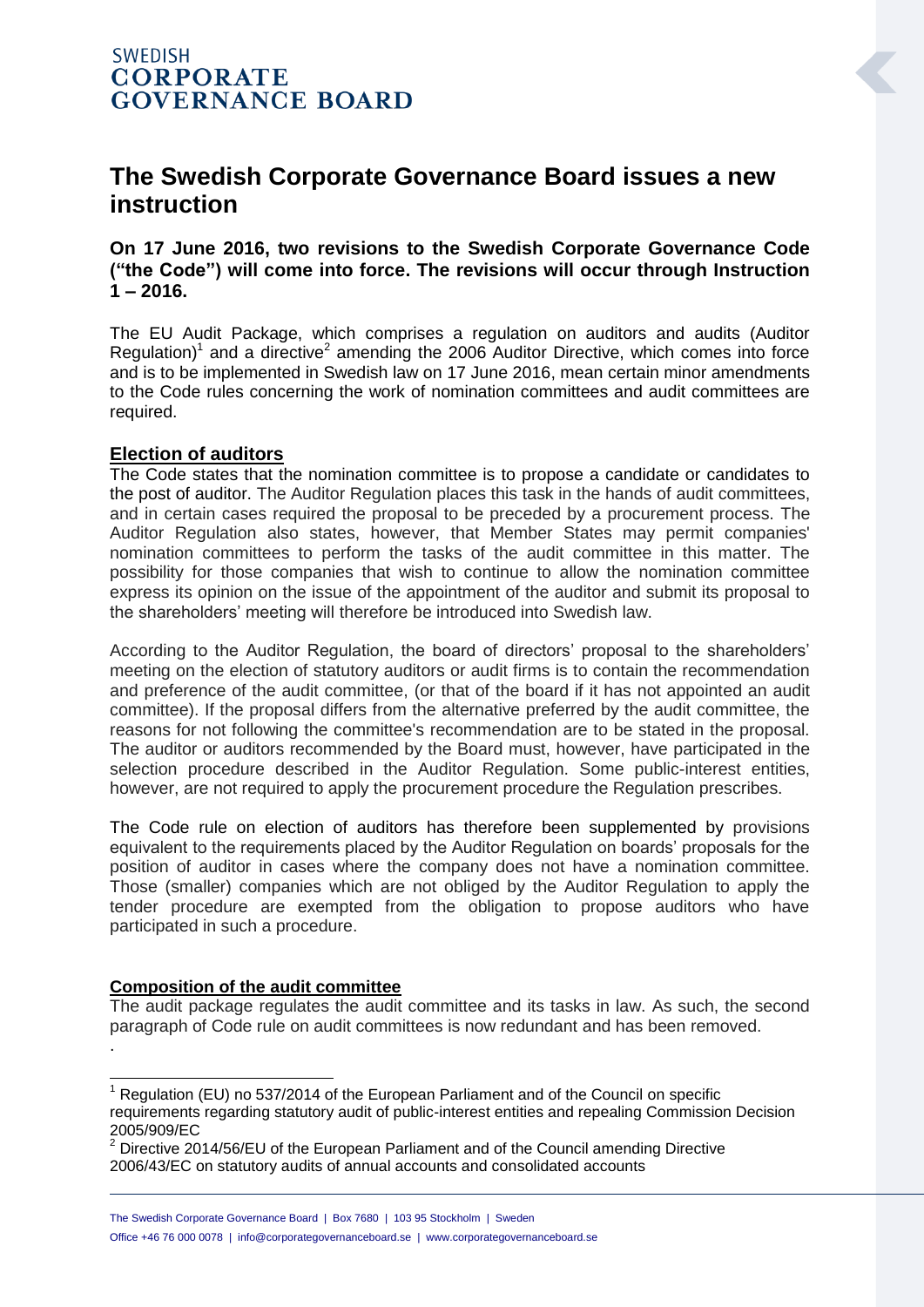SWEDISH
**CORPORATE GOVERNANCE BOARD**

# The Swedish Corporate Governance Board issues a new instruction

**On 17 June 2016, two revisions to the Swedish Corporate Governance Code ("the Code") will come into force. The revisions will occur through Instruction 1 – 2016.**

The EU Audit Package, which comprises a regulation on auditors and audits (Auditor Regulation)[1] and a directive[2] amending the 2006 Auditor Directive, which comes into force and is to be implemented in Swedish law on 17 June 2016, mean certain minor amendments to the Code rules concerning the work of nomination committees and audit committees are required.

## Election of auditors

The Code states that the nomination committee is to propose a candidate or candidates to the post of auditor. The Auditor Regulation places this task in the hands of audit committees, and in certain cases required the proposal to be preceded by a procurement process. The Auditor Regulation also states, however, that Member States may permit companies' nomination committees to perform the tasks of the audit committee in this matter. The possibility for those companies that wish to continue to allow the nomination committee express its opinion on the issue of the appointment of the auditor and submit its proposal to the shareholders' meeting will therefore be introduced into Swedish law.

According to the Auditor Regulation, the board of directors' proposal to the shareholders' meeting on the election of statutory auditors or audit firms is to contain the recommendation and preference of the audit committee, (or that of the board if it has not appointed an audit committee). If the proposal differs from the alternative preferred by the audit committee, the reasons for not following the committee's recommendation are to be stated in the proposal. The auditor or auditors recommended by the Board must, however, have participated in the selection procedure described in the Auditor Regulation. Some public-interest entities, however, are not required to apply the procurement procedure the Regulation prescribes.

The Code rule on election of auditors has therefore been supplemented by provisions equivalent to the requirements placed by the Auditor Regulation on boards' proposals for the position of auditor in cases where the company does not have a nomination committee. Those (smaller) companies which are not obliged by the Auditor Regulation to apply the tender procedure are exempted from the obligation to propose auditors who have participated in such a procedure.

## Composition of the audit committee

The audit package regulates the audit committee and its tasks in law. As such, the second paragraph of Code rule on audit committees is now redundant and has been removed.

.

---

[1] Regulation (EU) no 537/2014 of the European Parliament and of the Council on specific requirements regarding statutory audit of public-interest entities and repealing Commission Decision 2005/909/EC

[2] Directive 2014/56/EU of the European Parliament and of the Council amending Directive 2006/43/EC on statutory audits of annual accounts and consolidated accounts

The Swedish Corporate Governance Board | Box 7680 | 103 95 Stockholm | Sweden
Office +46 76 000 0078 | info@corporategovernanceboard.se | www.corporategovernanceboard.se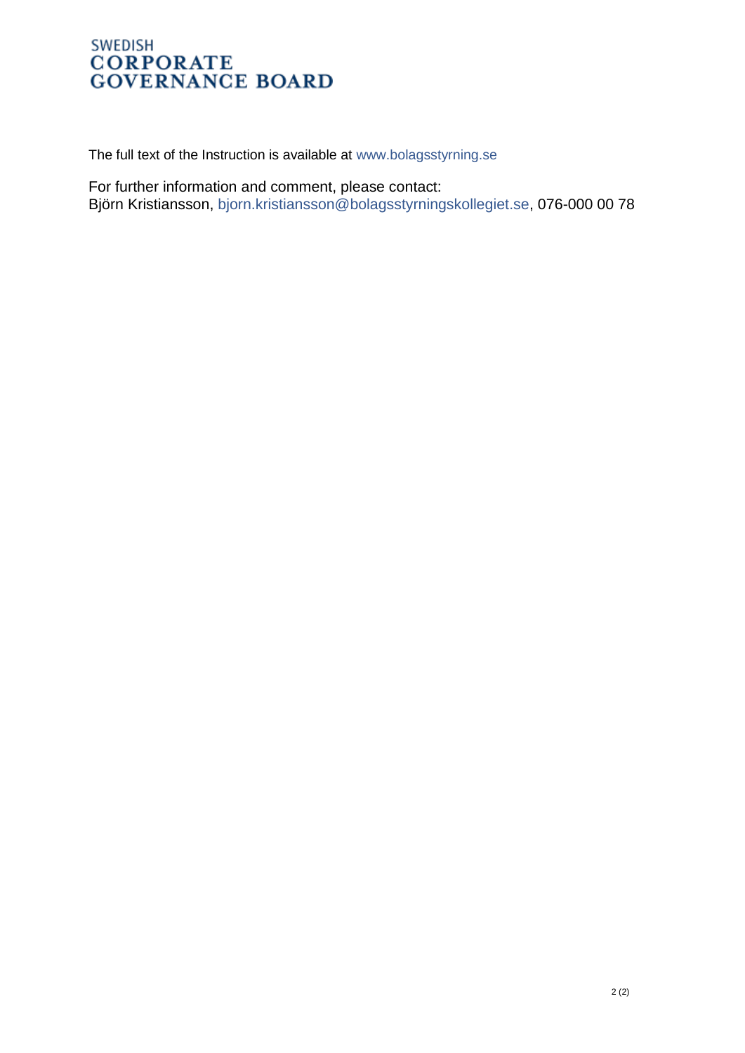The full text of the Instruction is available at www.bolagsstyrning.se

For further information and comment, please contact:
Björn Kristiansson, bjorn.kristiansson@bolagsstyrningskollegiet.se, 076-000 00 78